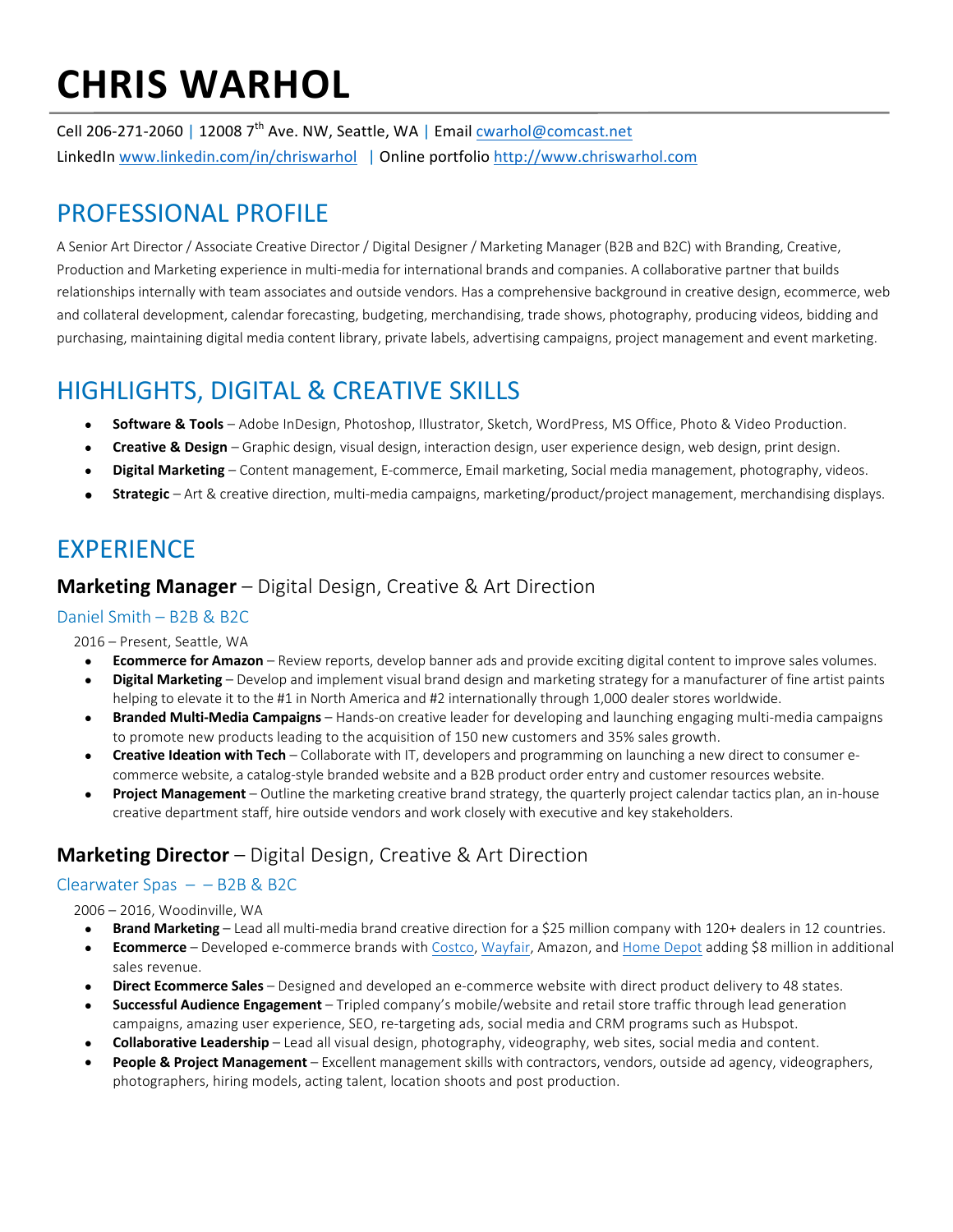# CHRIS WARHOL

Cell 206-271-2060 | 12008 7th Ave. NW, Seattle, WA | Email cwarhol@comcast.net
LinkedIn www.linkedin.com/in/chriswarhol | Online portfolio http://www.chriswarhol.com

## PROFESSIONAL PROFILE

A Senior Art Director / Associate Creative Director / Digital Designer / Marketing Manager (B2B and B2C) with Branding, Creative, Production and Marketing experience in multi-media for international brands and companies. A collaborative partner that builds relationships internally with team associates and outside vendors. Has a comprehensive background in creative design, ecommerce, web and collateral development, calendar forecasting, budgeting, merchandising, trade shows, photography, producing videos, bidding and purchasing, maintaining digital media content library, private labels, advertising campaigns, project management and event marketing.

## HIGHLIGHTS, DIGITAL & CREATIVE SKILLS

- **Software & Tools** – Adobe InDesign, Photoshop, Illustrator, Sketch, WordPress, MS Office, Photo & Video Production.
- **Creative & Design** – Graphic design, visual design, interaction design, user experience design, web design, print design.
- **Digital Marketing** – Content management, E-commerce, Email marketing, Social media management, photography, videos.
- **Strategic** – Art & creative direction, multi-media campaigns, marketing/product/project management, merchandising displays.

## EXPERIENCE

### **Marketing Manager** – Digital Design, Creative & Art Direction

#### Daniel Smith – B2B & B2C

2016 – Present, Seattle, WA

- **Ecommerce for Amazon** – Review reports, develop banner ads and provide exciting digital content to improve sales volumes.
- **Digital Marketing** – Develop and implement visual brand design and marketing strategy for a manufacturer of fine artist paints helping to elevate it to the #1 in North America and #2 internationally through 1,000 dealer stores worldwide.
- **Branded Multi-Media Campaigns** – Hands-on creative leader for developing and launching engaging multi-media campaigns to promote new products leading to the acquisition of 150 new customers and 35% sales growth.
- **Creative Ideation with Tech** – Collaborate with IT, developers and programming on launching a new direct to consumer e-commerce website, a catalog-style branded website and a B2B product order entry and customer resources website.
- **Project Management** – Outline the marketing creative brand strategy, the quarterly project calendar tactics plan, an in-house creative department staff, hire outside vendors and work closely with executive and key stakeholders.

### **Marketing Director** – Digital Design, Creative & Art Direction

#### Clearwater Spas – – B2B & B2C

2006 – 2016, Woodinville, WA

- **Brand Marketing** – Lead all multi-media brand creative direction for a $25 million company with 120+ dealers in 12 countries.
- **Ecommerce** – Developed e-commerce brands with Costco, Wayfair, Amazon, and Home Depot adding $8 million in additional sales revenue.
- **Direct Ecommerce Sales** – Designed and developed an e-commerce website with direct product delivery to 48 states.
- **Successful Audience Engagement** – Tripled company's mobile/website and retail store traffic through lead generation campaigns, amazing user experience, SEO, re-targeting ads, social media and CRM programs such as Hubspot.
- **Collaborative Leadership** – Lead all visual design, photography, videography, web sites, social media and content.
- **People & Project Management** – Excellent management skills with contractors, vendors, outside ad agency, videographers, photographers, hiring models, acting talent, location shoots and post production.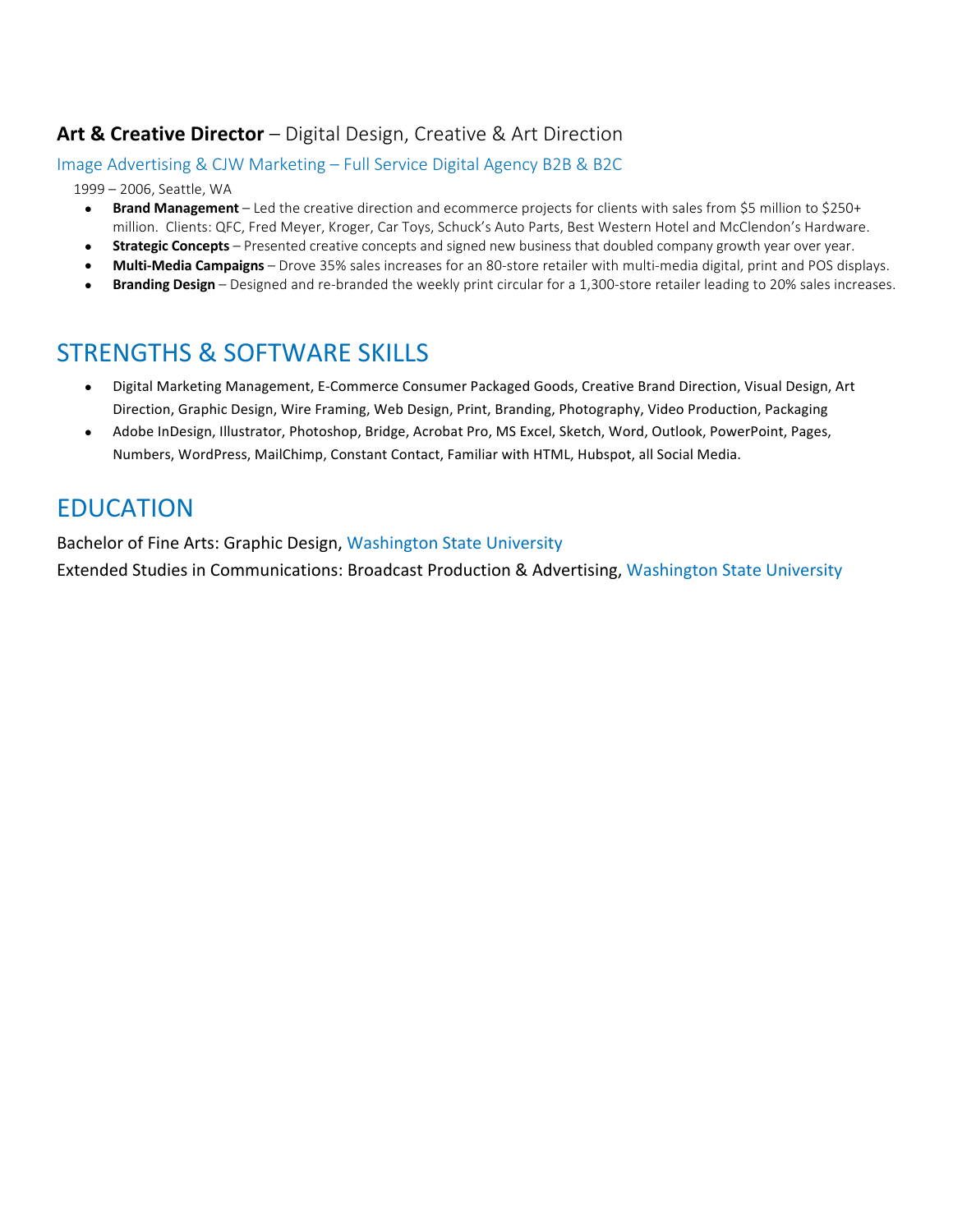### **Art & Creative Director** – Digital Design, Creative & Art Direction

Image Advertising & CJW Marketing – Full Service Digital Agency B2B & B2C

1999 – 2006, Seattle, WA

- **Brand Management** – Led the creative direction and ecommerce projects for clients with sales from $5 million to $250+ million. Clients: QFC, Fred Meyer, Kroger, Car Toys, Schuck's Auto Parts, Best Western Hotel and McClendon's Hardware.
- **Strategic Concepts** – Presented creative concepts and signed new business that doubled company growth year over year.
- **Multi-Media Campaigns** – Drove 35% sales increases for an 80-store retailer with multi-media digital, print and POS displays.
- **Branding Design** – Designed and re-branded the weekly print circular for a 1,300-store retailer leading to 20% sales increases.

## STRENGTHS & SOFTWARE SKILLS

- Digital Marketing Management, E-Commerce Consumer Packaged Goods, Creative Brand Direction, Visual Design, Art Direction, Graphic Design, Wire Framing, Web Design, Print, Branding, Photography, Video Production, Packaging
- Adobe InDesign, Illustrator, Photoshop, Bridge, Acrobat Pro, MS Excel, Sketch, Word, Outlook, PowerPoint, Pages, Numbers, WordPress, MailChimp, Constant Contact, Familiar with HTML, Hubspot, all Social Media.

## EDUCATION

Bachelor of Fine Arts: Graphic Design, Washington State University

Extended Studies in Communications: Broadcast Production & Advertising, Washington State University